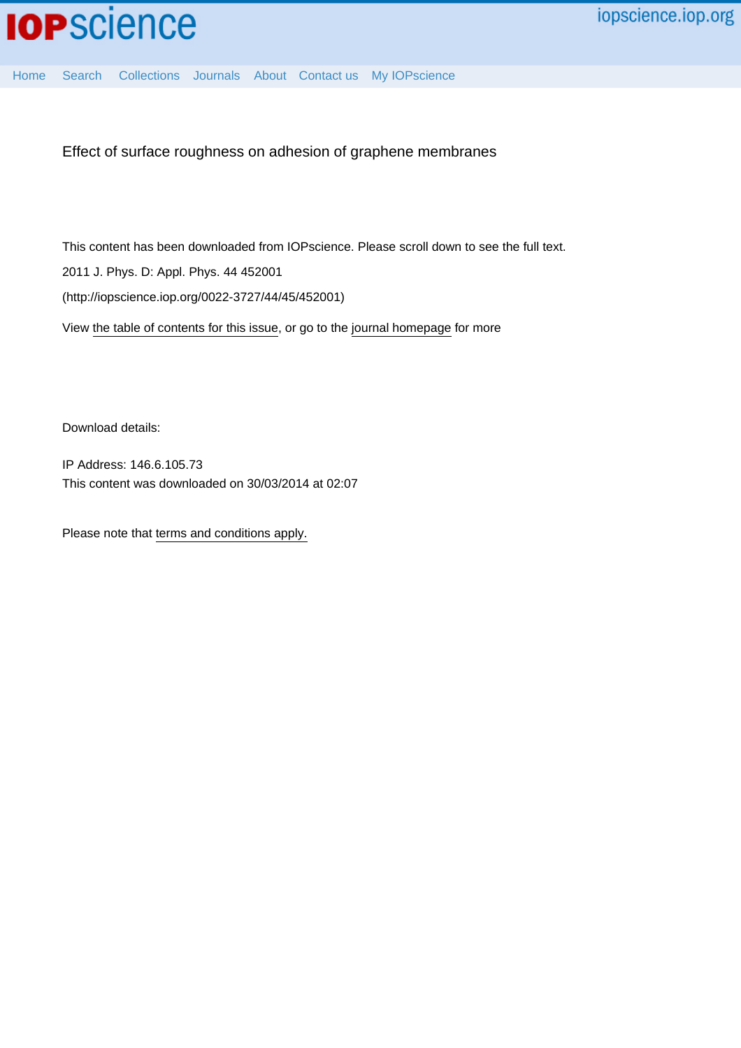Effect of surface roughness on adhesion of graphene membranes

This content has been downloaded from IOPscience. Please scroll down to see the full text.

2011 J. Phys. D: Appl. Phys. 44 452001

(http://iopscience.iop.org/0022-3727/44/45/452001)

View the table of contents for this issue, or go to the journal homepage for more

Download details:

IP Address: 146.6.105.73

This content was downloaded on 30/03/2014 at 02:07

Please note that terms and conditions apply.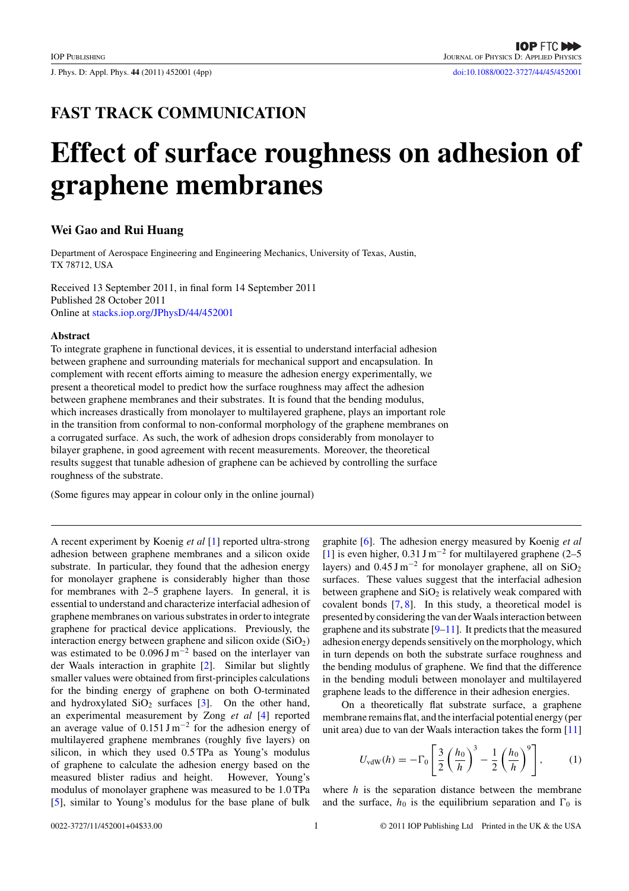FAST TRACK COMMUNICATION

# Effect of surface roughness on adhesion of graphene membranes

**Wei Gao and Rui Huang**

Department of Aerospace Engineering and Engineering Mechanics, University of Texas, Austin, TX 78712, USA

Received 13 September 2011, in final form 14 September 2011
Published 28 October 2011
Online at stacks.iop.org/JPhysD/44/452001

### Abstract

To integrate graphene in functional devices, it is essential to understand interfacial adhesion between graphene and surrounding materials for mechanical support and encapsulation. In complement with recent efforts aiming to measure the adhesion energy experimentally, we present a theoretical model to predict how the surface roughness may affect the adhesion between graphene membranes and their substrates. It is found that the bending modulus, which increases drastically from monolayer to multilayered graphene, plays an important role in the transition from conformal to non-conformal morphology of the graphene membranes on a corrugated surface. As such, the work of adhesion drops considerably from monolayer to bilayer graphene, in good agreement with recent measurements. Moreover, the theoretical results suggest that tunable adhesion of graphene can be achieved by controlling the surface roughness of the substrate.

(Some figures may appear in colour only in the online journal)

A recent experiment by Koenig *et al* [1] reported ultra-strong adhesion between graphene membranes and a silicon oxide substrate. In particular, they found that the adhesion energy for monolayer graphene is considerably higher than those for membranes with 2–5 graphene layers. In general, it is essential to understand and characterize interfacial adhesion of graphene membranes on various substrates in order to integrate graphene for practical device applications. Previously, the interaction energy between graphene and silicon oxide ($SiO_2$) was estimated to be $0.096\,\mathrm{J\,m^{-2}}$ based on the interlayer van der Waals interaction in graphite [2]. Similar but slightly smaller values were obtained from first-principles calculations for the binding energy of graphene on both O-terminated and hydroxylated $SiO_2$ surfaces [3]. On the other hand, an experimental measurement by Zong *et al* [4] reported an average value of $0.151\,\mathrm{J\,m^{-2}}$ for the adhesion energy of multilayered graphene membranes (roughly five layers) on silicon, in which they used 0.5 TPa as Young's modulus of graphene to calculate the adhesion energy based on the measured blister radius and height. However, Young's modulus of monolayer graphene was measured to be 1.0 TPa [5], similar to Young's modulus for the base plane of bulk graphite [6]. The adhesion energy measured by Koenig *et al* [1] is even higher, $0.31\,\mathrm{J\,m^{-2}}$ for multilayered graphene (2–5 layers) and $0.45\,\mathrm{J\,m^{-2}}$ for monolayer graphene, all on $SiO_2$ surfaces. These values suggest that the interfacial adhesion between graphene and $SiO_2$ is relatively weak compared with covalent bonds [7, 8]. In this study, a theoretical model is presented by considering the van der Waals interaction between graphene and its substrate [9–11]. It predicts that the measured adhesion energy depends sensitively on the morphology, which in turn depends on both the substrate surface roughness and the bending modulus of graphene. We find that the difference in the bending moduli between monolayer and multilayered graphene leads to the difference in their adhesion energies.

On a theoretically flat substrate surface, a graphene membrane remains flat, and the interfacial potential energy (per unit area) due to van der Waals interaction takes the form [11]

$$U_{\mathrm{vdW}}(h) = -\Gamma_0\left[\frac{3}{2}\left(\frac{h_0}{h}\right)^3 - \frac{1}{2}\left(\frac{h_0}{h}\right)^9\right], \qquad (1)$$

where $h$ is the separation distance between the membrane and the surface, $h_0$ is the equilibrium separation and $\Gamma_0$ is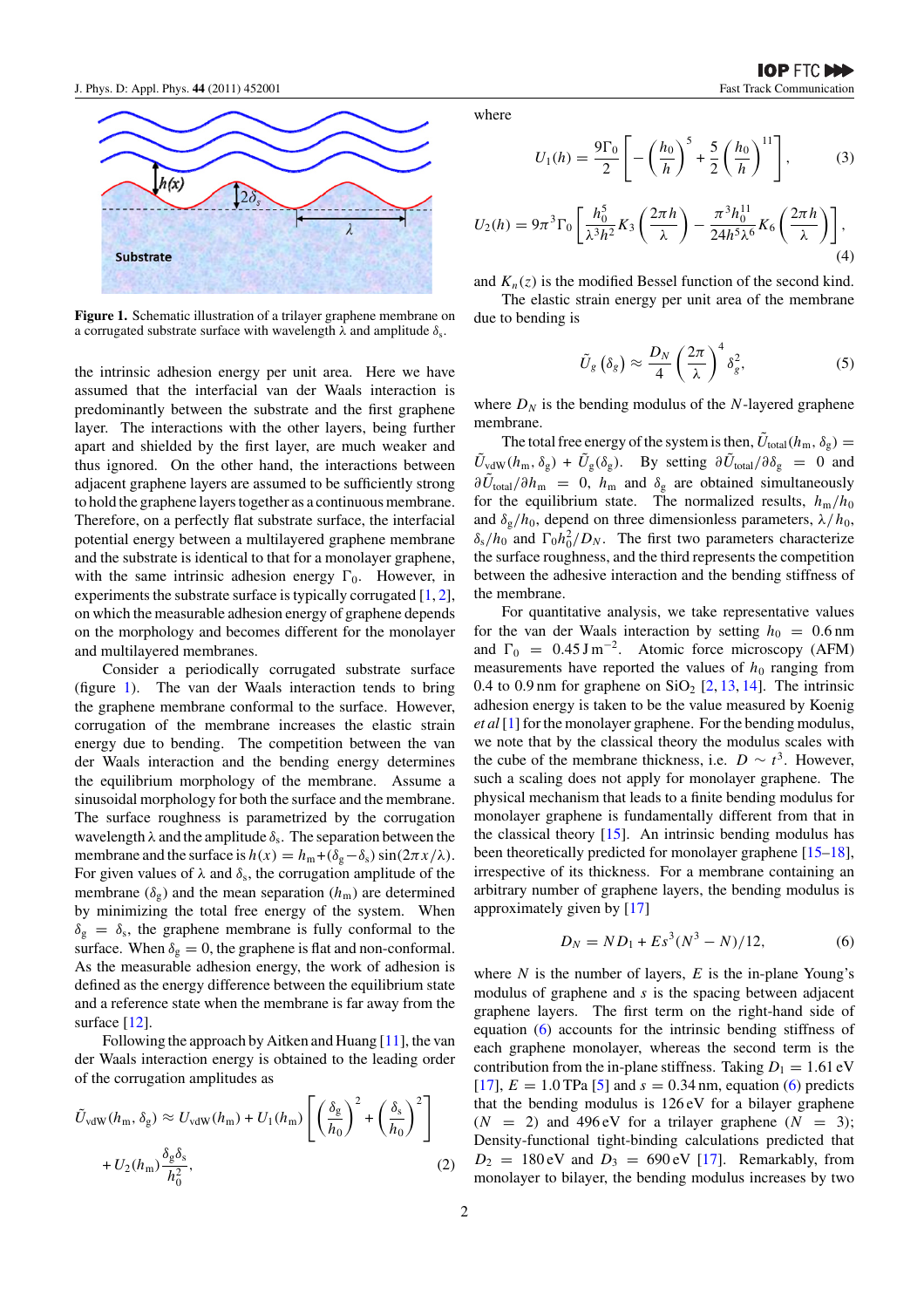**Figure 1.** Schematic illustration of a trilayer graphene membrane on a corrugated substrate surface with wavelength $\lambda$ and amplitude $\delta_s$.

the intrinsic adhesion energy per unit area. Here we have assumed that the interfacial van der Waals interaction is predominantly between the substrate and the first graphene layer. The interactions with the other layers, being further apart and shielded by the first layer, are much weaker and thus ignored. On the other hand, the interactions between adjacent graphene layers are assumed to be sufficiently strong to hold the graphene layers together as a continuous membrane. Therefore, on a perfectly flat substrate surface, the interfacial potential energy between a multilayered graphene membrane and the substrate is identical to that for a monolayer graphene, with the same intrinsic adhesion energy $\Gamma_0$. However, in experiments the substrate surface is typically corrugated [1, 2], on which the measurable adhesion energy of graphene depends on the morphology and becomes different for the monolayer and multilayered membranes.

Consider a periodically corrugated substrate surface (figure 1). The van der Waals interaction tends to bring the graphene membrane conformal to the surface. However, corrugation of the membrane increases the elastic strain energy due to bending. The competition between the van der Waals interaction and the bending energy determines the equilibrium morphology of the membrane. Assume a sinusoidal morphology for both the surface and the membrane. The surface roughness is parametrized by the corrugation wavelength $\lambda$ and the amplitude $\delta_s$. The separation between the membrane and the surface is $h(x) = h_m + (\delta_g - \delta_s)\sin(2\pi x/\lambda)$. For given values of $\lambda$ and $\delta_s$, the corrugation amplitude of the membrane ($\delta_g$) and the mean separation ($h_m$) are determined by minimizing the total free energy of the system. When $\delta_g = \delta_s$, the graphene membrane is fully conformal to the surface. When $\delta_g = 0$, the graphene is flat and non-conformal. As the measurable adhesion energy, the work of adhesion is defined as the energy difference between the equilibrium state and a reference state when the membrane is far away from the surface [12].

Following the approach by Aitken and Huang [11], the van der Waals interaction energy is obtained to the leading order of the corrugation amplitudes as

$$\tilde{U}_{\mathrm{vdW}}(h_m, \delta_g) \approx U_{\mathrm{vdW}}(h_m) + U_1(h_m)\left[\left(\frac{\delta_g}{h_0}\right)^2 + \left(\frac{\delta_s}{h_0}\right)^2\right] + U_2(h_m)\frac{\delta_g\delta_s}{h_0^2}, \tag{2}$$

where

$$U_1(h) = \frac{9\Gamma_0}{2}\left[-\left(\frac{h_0}{h}\right)^5 + \frac{5}{2}\left(\frac{h_0}{h}\right)^{11}\right], \tag{3}$$

$$U_2(h) = 9\pi^3\Gamma_0\left[\frac{h_0^5}{\lambda^3 h^2}K_3\left(\frac{2\pi h}{\lambda}\right) - \frac{\pi^3 h_0^{11}}{24h^5\lambda^6}K_6\left(\frac{2\pi h}{\lambda}\right)\right], \tag{4}$$

and $K_n(z)$ is the modified Bessel function of the second kind.

The elastic strain energy per unit area of the membrane due to bending is

$$\tilde{U}_g(\delta_g) \approx \frac{D_N}{4}\left(\frac{2\pi}{\lambda}\right)^4 \delta_g^2, \tag{5}$$

where $D_N$ is the bending modulus of the $N$-layered graphene membrane.

The total free energy of the system is then, $\tilde{U}_{\mathrm{total}}(h_m, \delta_g) = \tilde{U}_{\mathrm{vdW}}(h_m, \delta_g) + \tilde{U}_g(\delta_g)$. By setting $\partial\tilde{U}_{\mathrm{total}}/\partial\delta_g = 0$ and $\partial\tilde{U}_{\mathrm{total}}/\partial h_m = 0$, $h_m$ and $\delta_g$ are obtained simultaneously for the equilibrium state. The normalized results, $h_m/h_0$ and $\delta_g/h_0$, depend on three dimensionless parameters, $\lambda/h_0$, $\delta_s/h_0$ and $\Gamma_0 h_0^2/D_N$. The first two parameters characterize the surface roughness, and the third represents the competition between the adhesive interaction and the bending stiffness of the membrane.

For quantitative analysis, we take representative values for the van der Waals interaction by setting $h_0 = 0.6$ nm and $\Gamma_0 = 0.45\ \mathrm{J\,m^{-2}}$. Atomic force microscopy (AFM) measurements have reported the values of $h_0$ ranging from 0.4 to 0.9 nm for graphene on $SiO_2$ [2, 13, 14]. The intrinsic adhesion energy is taken to be the value measured by Koenig *et al* [1] for the monolayer graphene. For the bending modulus, we note that by the classical theory the modulus scales with the cube of the membrane thickness, i.e. $D \sim t^3$. However, such a scaling does not apply for monolayer graphene. The physical mechanism that leads to a finite bending modulus for monolayer graphene is fundamentally different from that in the classical theory [15]. An intrinsic bending modulus has been theoretically predicted for monolayer graphene [15–18], irrespective of its thickness. For a membrane containing an arbitrary number of graphene layers, the bending modulus is approximately given by [17]

$$D_N = N D_1 + E s^3 (N^3 - N)/12, \tag{6}$$

where $N$ is the number of layers, $E$ is the in-plane Young's modulus of graphene and $s$ is the spacing between adjacent graphene layers. The first term on the right-hand side of equation (6) accounts for the intrinsic bending stiffness of each graphene monolayer, whereas the second term is the contribution from the in-plane stiffness. Taking $D_1 = 1.61$ eV [17], $E = 1.0$ TPa [5] and $s = 0.34$ nm, equation (6) predicts that the bending modulus is 126 eV for a bilayer graphene ($N = 2$) and 496 eV for a trilayer graphene ($N = 3$); Density-functional tight-binding calculations predicted that $D_2 = 180$ eV and $D_3 = 690$ eV [17]. Remarkably, from monolayer to bilayer, the bending modulus increases by two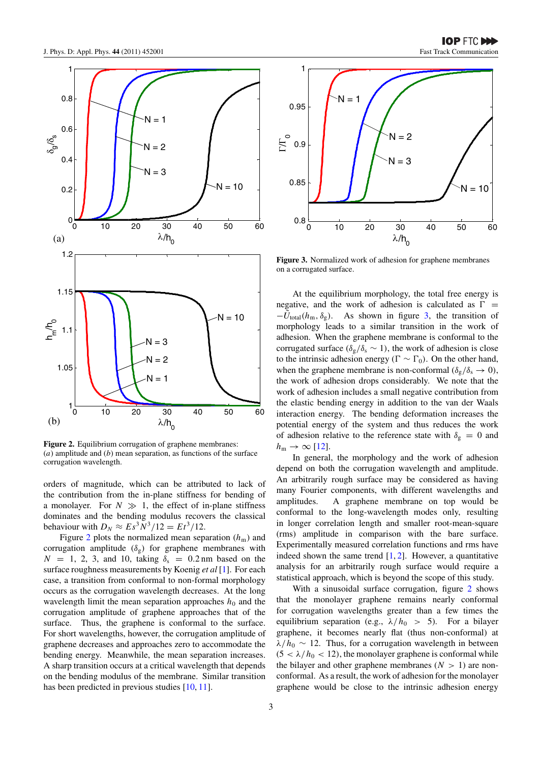**Figure 2.** Equilibrium corrugation of graphene membranes: (*a*) amplitude and (*b*) mean separation, as functions of the surface corrugation wavelength.

orders of magnitude, which can be attributed to lack of the contribution from the in-plane stiffness for bending of a monolayer. For $N \gg 1$, the effect of in-plane stiffness dominates and the bending modulus recovers the classical behaviour with $D_N \approx Es^3N^3/12 = Et^3/12$.

Figure 2 plots the normalized mean separation ($h_m$) and corrugation amplitude ($\delta_g$) for graphene membranes with $N = 1, 2, 3$, and 10, taking $\delta_s = 0.2$ nm based on the surface roughness measurements by Koenig *et al* [1]. For each case, a transition from conformal to non-formal morphology occurs as the corrugation wavelength decreases. At the long wavelength limit the mean separation approaches $h_0$ and the corrugation amplitude of graphene approaches that of the surface. Thus, the graphene is conformal to the surface. For short wavelengths, however, the corrugation amplitude of graphene decreases and approaches zero to accommodate the bending energy. Meanwhile, the mean separation increases. A sharp transition occurs at a critical wavelength that depends on the bending modulus of the membrane. Similar transition has been predicted in previous studies [10, 11].

**Figure 3.** Normalized work of adhesion for graphene membranes on a corrugated surface.

At the equilibrium morphology, the total free energy is negative, and the work of adhesion is calculated as $\Gamma = -\bar{U}_{\mathrm{total}}(h_m, \delta_g)$. As shown in figure 3, the transition of morphology leads to a similar transition in the work of adhesion. When the graphene membrane is conformal to the corrugated surface ($\delta_g/\delta_s \sim 1$), the work of adhesion is close to the intrinsic adhesion energy ($\Gamma \sim \Gamma_0$). On the other hand, when the graphene membrane is non-conformal ($\delta_g/\delta_s \to 0$), the work of adhesion drops considerably. We note that the work of adhesion includes a small negative contribution from the elastic bending energy in addition to the van der Waals interaction energy. The bending deformation increases the potential energy of the system and thus reduces the work of adhesion relative to the reference state with $\delta_g = 0$ and $h_m \to \infty$ [12].

In general, the morphology and the work of adhesion depend on both the corrugation wavelength and amplitude. An arbitrarily rough surface may be considered as having many Fourier components, with different wavelengths and amplitudes. A graphene membrane on top would be conformal to the long-wavelength modes only, resulting in longer correlation length and smaller root-mean-square (rms) amplitude in comparison with the bare surface. Experimentally measured correlation functions and rms have indeed shown the same trend [1, 2]. However, a quantitative analysis for an arbitrarily rough surface would require a statistical approach, which is beyond the scope of this study.

With a sinusoidal surface corrugation, figure 2 shows that the monolayer graphene remains nearly conformal for corrugation wavelengths greater than a few times the equilibrium separation (e.g., $\lambda/h_0 > 5$). For a bilayer graphene, it becomes nearly flat (thus non-conformal) at $\lambda/h_0 \sim 12$. Thus, for a corrugation wavelength in between ($5 < \lambda/h_0 < 12$), the monolayer graphene is conformal while the bilayer and other graphene membranes ($N > 1$) are non-conformal. As a result, the work of adhesion for the monolayer graphene would be close to the intrinsic adhesion energy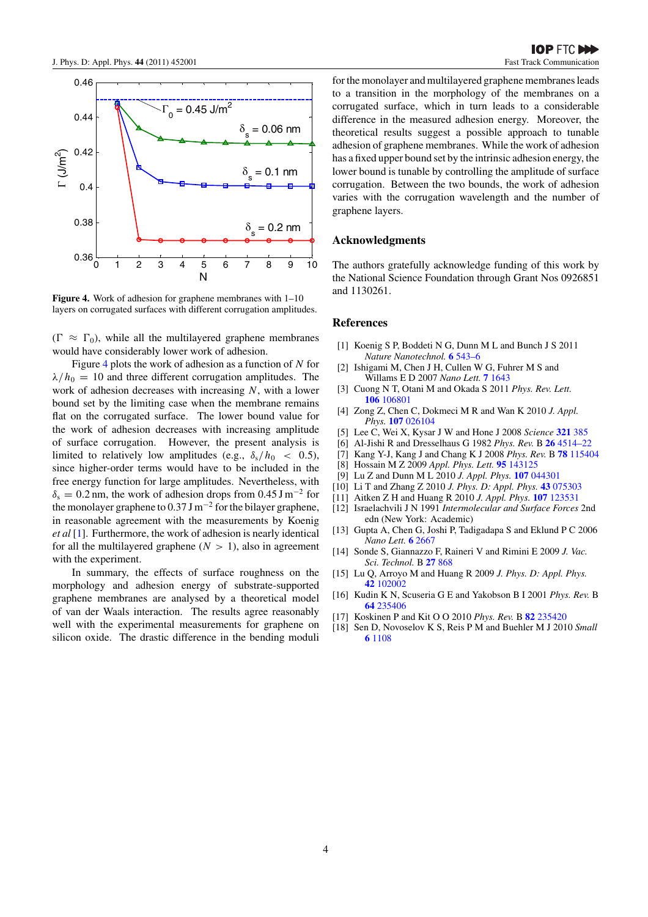0.46

0.44

0.42

0.4

0.38

0.36

Γ (J/m²)

$\Gamma_0$ = 0.45 J/m²

$\delta_s$ = 0.06 nm

$\delta_s$ = 0.1 nm

$\delta_s$ = 0.2 nm

0 1 2 3 4 5 6 7 8 9 10

N

**Figure 4.** Work of adhesion for graphene membranes with 1–10 layers on corrugated surfaces with different corrugation amplitudes.

($\Gamma \approx \Gamma_0$), while all the multilayered graphene membranes would have considerably lower work of adhesion.

Figure 4 plots the work of adhesion as a function of $N$ for $\lambda/h_0 = 10$ and three different corrugation amplitudes. The work of adhesion decreases with increasing $N$, with a lower bound set by the limiting case when the membrane remains flat on the corrugated surface. The lower bound value for the work of adhesion decreases with increasing amplitude of surface corrugation. However, the present analysis is limited to relatively low amplitudes (e.g., $\delta_s/h_0 < 0.5$), since higher-order terms would have to be included in the free energy function for large amplitudes. Nevertheless, with $\delta_s = 0.2$ nm, the work of adhesion drops from 0.45 J m$^{-2}$ for the monolayer graphene to 0.37 J m$^{-2}$ for the bilayer graphene, in reasonable agreement with the measurements by Koenig *et al* [1]. Furthermore, the work of adhesion is nearly identical for all the multilayered graphene ($N > 1$), also in agreement with the experiment.

In summary, the effects of surface roughness on the morphology and adhesion energy of substrate-supported graphene membranes are analysed by a theoretical model of van der Waals interaction. The results agree reasonably well with the experimental measurements for graphene on silicon oxide. The drastic difference in the bending moduli for the monolayer and multilayered graphene membranes leads to a transition in the morphology of the membranes on a corrugated surface, which in turn leads to a considerable difference in the measured adhesion energy. Moreover, the theoretical results suggest a possible approach to tunable adhesion of graphene membranes. While the work of adhesion has a fixed upper bound set by the intrinsic adhesion energy, the lower bound is tunable by controlling the amplitude of surface corrugation. Between the two bounds, the work of adhesion varies with the corrugation wavelength and the number of graphene layers.

## Acknowledgments

The authors gratefully acknowledge funding of this work by the National Science Foundation through Grant Nos 0926851 and 1130261.

## References

[1] Koenig S P, Boddeti N G, Dunn M L and Bunch J S 2011 *Nature Nanotechnol.* **6** 543–6

[2] Ishigami M, Chen J H, Cullen W G, Fuhrer M S and Williams E D 2007 *Nano Lett.* **7** 1643

[3] Cuong N T, Otani M and Okada S 2011 *Phys. Rev. Lett.* **106** 106801

[4] Zong Z, Chen C, Dokmeci M R and Wan K 2010 *J. Appl. Phys.* **107** 026104

[5] Lee C, Wei X, Kysar J W and Hone J 2008 *Science* **321** 385

[6] Al-Jishi R and Dresselhaus G 1982 *Phys. Rev.* B **26** 4514–22

[7] Kang Y-J, Kang J and Chang K J 2008 *Phys. Rev.* B **78** 115404

[8] Hossain M Z 2009 *Appl. Phys. Lett.* **95** 143125

[9] Lu Z and Dunn M L 2010 *J. Appl. Phys.* **107** 044301

[10] Li T and Zhang Z 2010 *J. Phys. D: Appl. Phys.* **43** 075303

[11] Aitken Z H and Huang R 2010 *J. Appl. Phys.* **107** 123531

[12] Israelachvili J N 1991 *Intermolecular and Surface Forces* 2nd edn (New York: Academic)

[13] Gupta A, Chen G, Joshi P, Tadigadapa S and Eklund P C 2006 *Nano Lett.* **6** 2667

[14] Sonde S, Giannazzo F, Raineri V and Rimini E 2009 *J. Vac. Sci. Technol.* B **27** 868

[15] Lu Q, Arroyo M and Huang R 2009 *J. Phys. D: Appl. Phys.* **42** 102002

[16] Kudin K N, Scuseria G E and Yakobson B I 2001 *Phys. Rev.* B **64** 235406

[17] Koskinen P and Kit O O 2010 *Phys. Rev.* B **82** 235420

[18] Sen D, Novoselov K S, Reis P M and Buehler M J 2010 *Small* **6** 1108